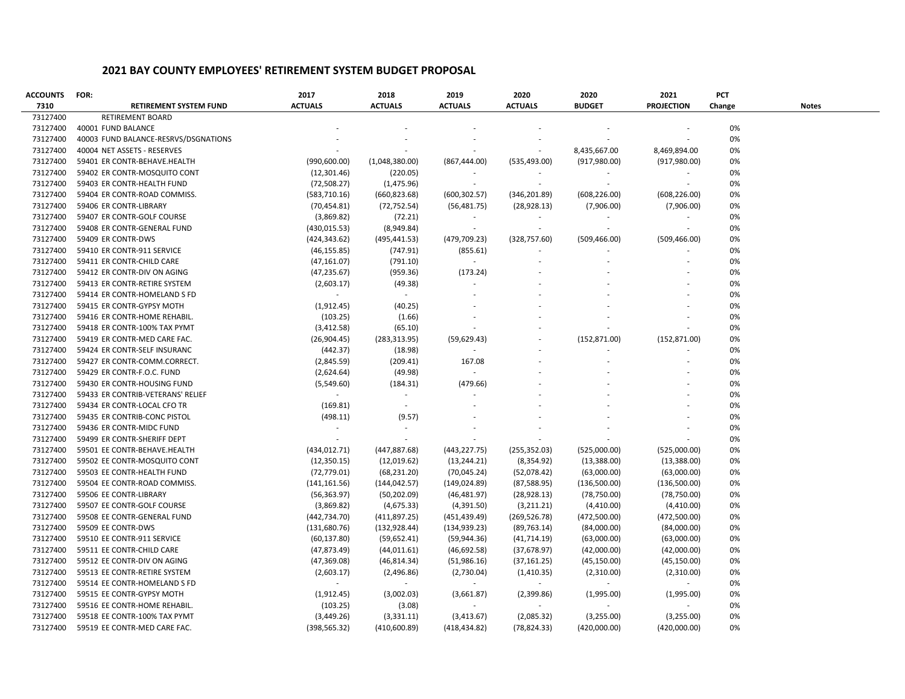## 2021 BAY COUNTY EMPLOYEES' RETIREMENT SYSTEM BUDGET PROPOSAL

| ACCOUNTS 7310 | FOR: RETIREMENT SYSTEM FUND | 2017 ACTUALS | 2018 ACTUALS | 2019 ACTUALS | 2020 ACTUALS | 2020 BUDGET | 2021 PROJECTION | PCT Change | Notes |
|---|---|---|---|---|---|---|---|---|---|
| 73127400 | RETIREMENT BOARD | | | | | | | | |
| 73127400 | 40001 FUND BALANCE | - | - | - | - | - | - | 0% | |
| 73127400 | 40003 FUND BALANCE-RESRVS/DSGNATIONS | - | - | - | - | - | - | 0% | |
| 73127400 | 40004 NET ASSETS - RESERVES | - | - | - | - | 8,435,667.00 | 8,469,894.00 | 0% | |
| 73127400 | 59401 ER CONTR-BEHAVE.HEALTH | (990,600.00) | (1,048,380.00) | (867,444.00) | (535,493.00) | (917,980.00) | (917,980.00) | 0% | |
| 73127400 | 59402 ER CONTR-MOSQUITO CONT | (12,301.46) | (220.05) | - | - | - | - | 0% | |
| 73127400 | 59403 ER CONTR-HEALTH FUND | (72,508.27) | (1,475.96) | - | - | - | - | 0% | |
| 73127400 | 59404 ER CONTR-ROAD COMMISS. | (583,710.16) | (660,823.68) | (600,302.57) | (346,201.89) | (608,226.00) | (608,226.00) | 0% | |
| 73127400 | 59406 ER CONTR-LIBRARY | (70,454.81) | (72,752.54) | (56,481.75) | (28,928.13) | (7,906.00) | (7,906.00) | 0% | |
| 73127400 | 59407 ER CONTR-GOLF COURSE | (3,869.82) | (72.21) | - | - | - | - | 0% | |
| 73127400 | 59408 ER CONTR-GENERAL FUND | (430,015.53) | (8,949.84) | - | - | - | - | 0% | |
| 73127400 | 59409 ER CONTR-DWS | (424,343.62) | (495,441.53) | (479,709.23) | (328,757.60) | (509,466.00) | (509,466.00) | 0% | |
| 73127400 | 59410 ER CONTR-911 SERVICE | (46,155.85) | (747.91) | (855.61) | - | - | - | 0% | |
| 73127400 | 59411 ER CONTR-CHILD CARE | (47,161.07) | (791.10) | - | - | - | - | 0% | |
| 73127400 | 59412 ER CONTR-DIV ON AGING | (47,235.67) | (959.36) | (173.24) | - | - | - | 0% | |
| 73127400 | 59413 ER CONTR-RETIRE SYSTEM | (2,603.17) | (49.38) | - | - | - | - | 0% | |
| 73127400 | 59414 ER CONTR-HOMELAND S FD | - | - | - | - | - | - | 0% | |
| 73127400 | 59415 ER CONTR-GYPSY MOTH | (1,912.45) | (40.25) | - | - | - | - | 0% | |
| 73127400 | 59416 ER CONTR-HOME REHABIL. | (103.25) | (1.66) | - | - | - | - | 0% | |
| 73127400 | 59418 ER CONTR-100% TAX PYMT | (3,412.58) | (65.10) | - | - | - | - | 0% | |
| 73127400 | 59419 ER CONTR-MED CARE FAC. | (26,904.45) | (283,313.95) | (59,629.43) | - | (152,871.00) | (152,871.00) | 0% | |
| 73127400 | 59424 ER CONTR-SELF INSURANC | (442.37) | (18.98) | - | - | - | - | 0% | |
| 73127400 | 59427 ER CONTR-COMM.CORRECT. | (2,845.59) | (209.41) | 167.08 | - | - | - | 0% | |
| 73127400 | 59429 ER CONTR-F.O.C. FUND | (2,624.64) | (49.98) | - | - | - | - | 0% | |
| 73127400 | 59430 ER CONTR-HOUSING FUND | (5,549.60) | (184.31) | (479.66) | - | - | - | 0% | |
| 73127400 | 59433 ER CONTRIB-VETERANS' RELIEF | - | - | - | - | - | - | 0% | |
| 73127400 | 59434 ER CONTR-LOCAL CFO TR | (169.81) | - | - | - | - | - | 0% | |
| 73127400 | 59435 ER CONTRIB-CONC PISTOL | (498.11) | (9.57) | - | - | - | - | 0% | |
| 73127400 | 59436 ER CONTR-MIDC FUND | - | - | - | - | - | - | 0% | |
| 73127400 | 59499 ER CONTR-SHERIFF DEPT | - | - | - | - | - | - | 0% | |
| 73127400 | 59501 EE CONTR-BEHAVE.HEALTH | (434,012.71) | (447,887.68) | (443,227.75) | (255,352.03) | (525,000.00) | (525,000.00) | 0% | |
| 73127400 | 59502 EE CONTR-MOSQUITO CONT | (12,350.15) | (12,019.62) | (13,244.21) | (8,354.92) | (13,388.00) | (13,388.00) | 0% | |
| 73127400 | 59503 EE CONTR-HEALTH FUND | (72,779.01) | (68,231.20) | (70,045.24) | (52,078.42) | (63,000.00) | (63,000.00) | 0% | |
| 73127400 | 59504 EE CONTR-ROAD COMMISS. | (141,161.56) | (144,042.57) | (149,024.89) | (87,588.95) | (136,500.00) | (136,500.00) | 0% | |
| 73127400 | 59506 EE CONTR-LIBRARY | (56,363.97) | (50,202.09) | (46,481.97) | (28,928.13) | (78,750.00) | (78,750.00) | 0% | |
| 73127400 | 59507 EE CONTR-GOLF COURSE | (3,869.82) | (4,675.33) | (4,391.50) | (3,211.21) | (4,410.00) | (4,410.00) | 0% | |
| 73127400 | 59508 EE CONTR-GENERAL FUND | (442,734.70) | (411,897.25) | (451,439.49) | (269,526.78) | (472,500.00) | (472,500.00) | 0% | |
| 73127400 | 59509 EE CONTR-DWS | (131,680.76) | (132,928.44) | (134,939.23) | (89,763.14) | (84,000.00) | (84,000.00) | 0% | |
| 73127400 | 59510 EE CONTR-911 SERVICE | (60,137.80) | (59,652.41) | (59,944.36) | (41,714.19) | (63,000.00) | (63,000.00) | 0% | |
| 73127400 | 59511 EE CONTR-CHILD CARE | (47,873.49) | (44,011.61) | (46,692.58) | (37,678.97) | (42,000.00) | (42,000.00) | 0% | |
| 73127400 | 59512 EE CONTR-DIV ON AGING | (47,369.08) | (46,814.34) | (51,986.16) | (37,161.25) | (45,150.00) | (45,150.00) | 0% | |
| 73127400 | 59513 EE CONTR-RETIRE SYSTEM | (2,603.17) | (2,496.86) | (2,730.04) | (1,410.35) | (2,310.00) | (2,310.00) | 0% | |
| 73127400 | 59514 EE CONTR-HOMELAND S FD | - | - | - | - | - | - | 0% | |
| 73127400 | 59515 EE CONTR-GYPSY MOTH | (1,912.45) | (3,002.03) | (3,661.87) | (2,399.86) | (1,995.00) | (1,995.00) | 0% | |
| 73127400 | 59516 EE CONTR-HOME REHABIL. | (103.25) | (3.08) | - | - | - | - | 0% | |
| 73127400 | 59518 EE CONTR-100% TAX PYMT | (3,449.26) | (3,331.11) | (3,413.67) | (2,085.32) | (3,255.00) | (3,255.00) | 0% | |
| 73127400 | 59519 EE CONTR-MED CARE FAC. | (398,565.32) | (410,600.89) | (418,434.82) | (78,824.33) | (420,000.00) | (420,000.00) | 0% | |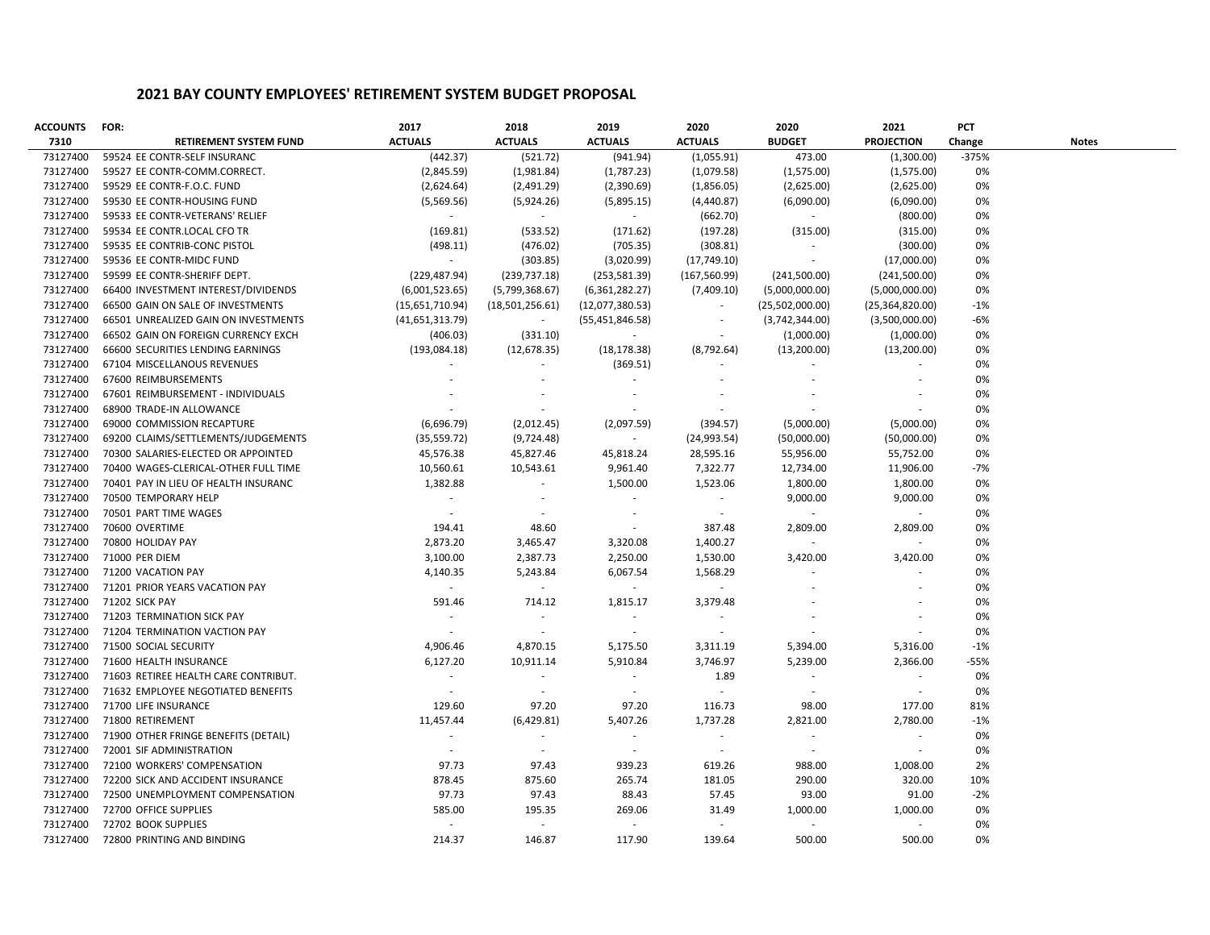## 2021 BAY COUNTY EMPLOYEES' RETIREMENT SYSTEM BUDGET PROPOSAL

| ACCOUNTS 7310 | FOR: RETIREMENT SYSTEM FUND | 2017 ACTUALS | 2018 ACTUALS | 2019 ACTUALS | 2020 ACTUALS | 2020 BUDGET | 2021 PROJECTION | PCT Change | Notes |
|---|---|---|---|---|---|---|---|---|---|
| 73127400 | 59524 EE CONTR-SELF INSURANC | (442.37) | (521.72) | (941.94) | (1,055.91) | 473.00 | (1,300.00) | -375% | |
| 73127400 | 59527 EE CONTR-COMM.CORRECT. | (2,845.59) | (1,981.84) | (1,787.23) | (1,079.58) | (1,575.00) | (1,575.00) | 0% | |
| 73127400 | 59529 EE CONTR-F.O.C. FUND | (2,624.64) | (2,491.29) | (2,390.69) | (1,856.05) | (2,625.00) | (2,625.00) | 0% | |
| 73127400 | 59530 EE CONTR-HOUSING FUND | (5,569.56) | (5,924.26) | (5,895.15) | (4,440.87) | (6,090.00) | (6,090.00) | 0% | |
| 73127400 | 59533 EE CONTR-VETERANS' RELIEF | - | - | - | (662.70) | - | (800.00) | 0% | |
| 73127400 | 59534 EE CONTR.LOCAL CFO TR | (169.81) | (533.52) | (171.62) | (197.28) | (315.00) | (315.00) | 0% | |
| 73127400 | 59535 EE CONTRIB-CONC PISTOL | (498.11) | (476.02) | (705.35) | (308.81) | - | (300.00) | 0% | |
| 73127400 | 59536 EE CONTR-MIDC FUND | - | (303.85) | (3,020.99) | (17,749.10) | - | (17,000.00) | 0% | |
| 73127400 | 59599 EE CONTR-SHERIFF DEPT. | (229,487.94) | (239,737.18) | (253,581.39) | (167,560.99) | (241,500.00) | (241,500.00) | 0% | |
| 73127400 | 66400 INVESTMENT INTEREST/DIVIDENDS | (6,001,523.65) | (5,799,368.67) | (6,361,282.27) | (7,409.10) | (5,000,000.00) | (5,000,000.00) | 0% | |
| 73127400 | 66500 GAIN ON SALE OF INVESTMENTS | (15,651,710.94) | (18,501,256.61) | (12,077,380.53) | - | (25,502,000.00) | (25,364,820.00) | -1% | |
| 73127400 | 66501 UNREALIZED GAIN ON INVESTMENTS | (41,651,313.79) | - | (55,451,846.58) | - | (3,742,344.00) | (3,500,000.00) | -6% | |
| 73127400 | 66502 GAIN ON FOREIGN CURRENCY EXCH | (406.03) | (331.10) | - | - | (1,000.00) | (1,000.00) | 0% | |
| 73127400 | 66600 SECURITIES LENDING EARNINGS | (193,084.18) | (12,678.35) | (18,178.38) | (8,792.64) | (13,200.00) | (13,200.00) | 0% | |
| 73127400 | 67104 MISCELLANOUS REVENUES | - | - | (369.51) | - | - | - | 0% | |
| 73127400 | 67600 REIMBURSEMENTS | - | - | - | - | - | - | 0% | |
| 73127400 | 67601 REIMBURSEMENT - INDIVIDUALS | - | - | - | - | - | - | 0% | |
| 73127400 | 68900 TRADE-IN ALLOWANCE | - | - | - | - | - | - | 0% | |
| 73127400 | 69000 COMMISSION RECAPTURE | (6,696.79) | (2,012.45) | (2,097.59) | (394.57) | (5,000.00) | (5,000.00) | 0% | |
| 73127400 | 69200 CLAIMS/SETTLEMENTS/JUDGEMENTS | (35,559.72) | (9,724.48) | - | (24,993.54) | (50,000.00) | (50,000.00) | 0% | |
| 73127400 | 70300 SALARIES-ELECTED OR APPOINTED | 45,576.38 | 45,827.46 | 45,818.24 | 28,595.16 | 55,956.00 | 55,752.00 | 0% | |
| 73127400 | 70400 WAGES-CLERICAL-OTHER FULL TIME | 10,560.61 | 10,543.61 | 9,961.40 | 7,322.77 | 12,734.00 | 11,906.00 | -7% | |
| 73127400 | 70401 PAY IN LIEU OF HEALTH INSURANC | 1,382.88 | - | 1,500.00 | 1,523.06 | 1,800.00 | 1,800.00 | 0% | |
| 73127400 | 70500 TEMPORARY HELP | - | - | - | - | 9,000.00 | 9,000.00 | 0% | |
| 73127400 | 70501 PART TIME WAGES | - | - | - | - | - | - | 0% | |
| 73127400 | 70600 OVERTIME | 194.41 | 48.60 | - | 387.48 | 2,809.00 | 2,809.00 | 0% | |
| 73127400 | 70800 HOLIDAY PAY | 2,873.20 | 3,465.47 | 3,320.08 | 1,400.27 | - | - | 0% | |
| 73127400 | 71000 PER DIEM | 3,100.00 | 2,387.73 | 2,250.00 | 1,530.00 | 3,420.00 | 3,420.00 | 0% | |
| 73127400 | 71200 VACATION PAY | 4,140.35 | 5,243.84 | 6,067.54 | 1,568.29 | - | - | 0% | |
| 73127400 | 71201 PRIOR YEARS VACATION PAY | - | - | - | - | - | - | 0% | |
| 73127400 | 71202 SICK PAY | 591.46 | 714.12 | 1,815.17 | 3,379.48 | - | - | 0% | |
| 73127400 | 71203 TERMINATION SICK PAY | - | - | - | - | - | - | 0% | |
| 73127400 | 71204 TERMINATION VACTION PAY | - | - | - | - | - | - | 0% | |
| 73127400 | 71500 SOCIAL SECURITY | 4,906.46 | 4,870.15 | 5,175.50 | 3,311.19 | 5,394.00 | 5,316.00 | -1% | |
| 73127400 | 71600 HEALTH INSURANCE | 6,127.20 | 10,911.14 | 5,910.84 | 3,746.97 | 5,239.00 | 2,366.00 | -55% | |
| 73127400 | 71603 RETIREE HEALTH CARE CONTRIBUT. | - | - | - | 1.89 | - | - | 0% | |
| 73127400 | 71632 EMPLOYEE NEGOTIATED BENEFITS | - | - | - | - | - | - | 0% | |
| 73127400 | 71700 LIFE INSURANCE | 129.60 | 97.20 | 97.20 | 116.73 | 98.00 | 177.00 | 81% | |
| 73127400 | 71800 RETIREMENT | 11,457.44 | (6,429.81) | 5,407.26 | 1,737.28 | 2,821.00 | 2,780.00 | -1% | |
| 73127400 | 71900 OTHER FRINGE BENEFITS (DETAIL) | - | - | - | - | - | - | 0% | |
| 73127400 | 72001 SIF ADMINISTRATION | - | - | - | - | - | - | 0% | |
| 73127400 | 72100 WORKERS' COMPENSATION | 97.73 | 97.43 | 939.23 | 619.26 | 988.00 | 1,008.00 | 2% | |
| 73127400 | 72200 SICK AND ACCIDENT INSURANCE | 878.45 | 875.60 | 265.74 | 181.05 | 290.00 | 320.00 | 10% | |
| 73127400 | 72500 UNEMPLOYMENT COMPENSATION | 97.73 | 97.43 | 88.43 | 57.45 | 93.00 | 91.00 | -2% | |
| 73127400 | 72700 OFFICE SUPPLIES | 585.00 | 195.35 | 269.06 | 31.49 | 1,000.00 | 1,000.00 | 0% | |
| 73127400 | 72702 BOOK SUPPLIES | - | - | - | - | - | - | 0% | |
| 73127400 | 72800 PRINTING AND BINDING | 214.37 | 146.87 | 117.90 | 139.64 | 500.00 | 500.00 | 0% | |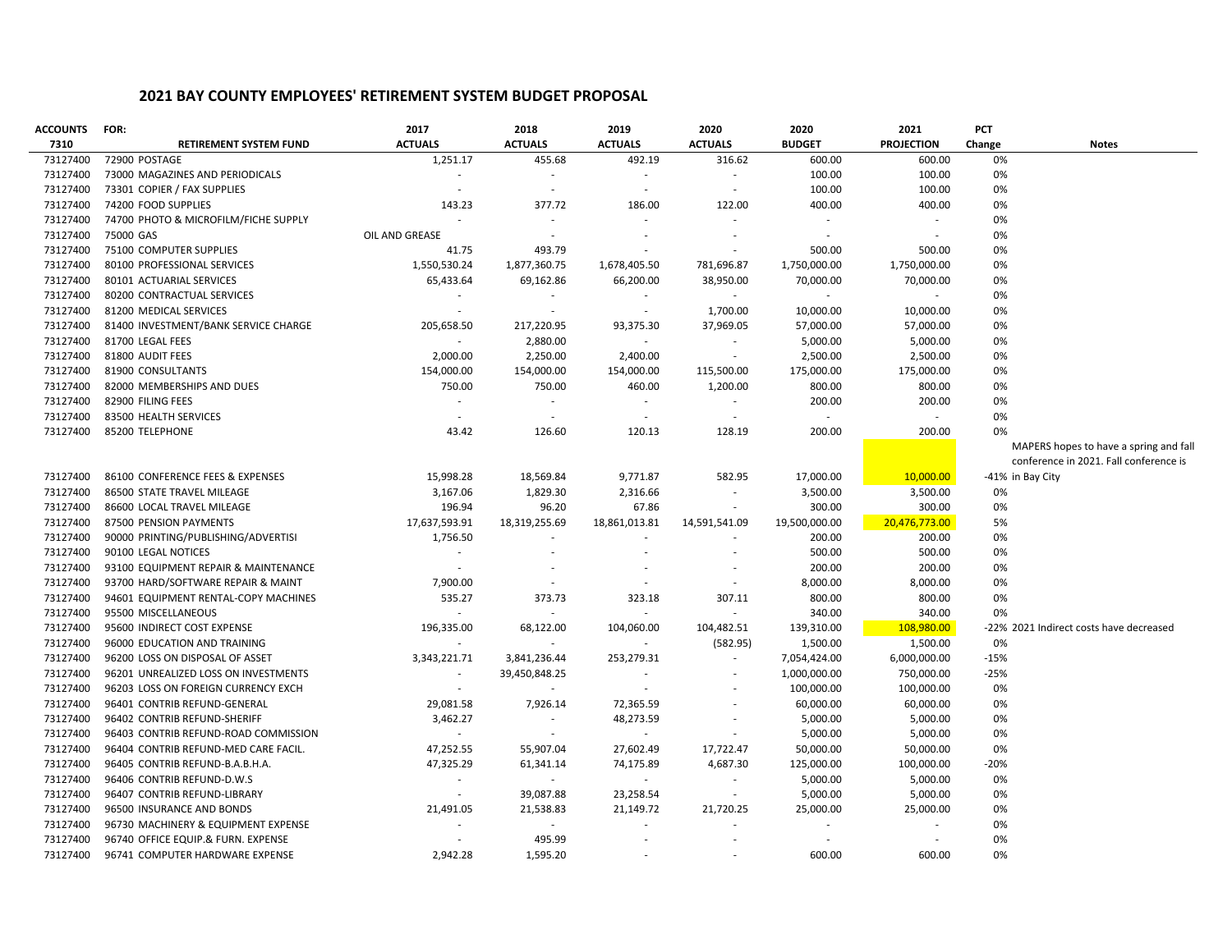## 2021 BAY COUNTY EMPLOYEES' RETIREMENT SYSTEM BUDGET PROPOSAL

| ACCOUNTS 7310 | FOR: RETIREMENT SYSTEM FUND | 2017 ACTUALS | 2018 ACTUALS | 2019 ACTUALS | 2020 ACTUALS | 2020 BUDGET | 2021 PROJECTION | PCT Change | Notes |
|---|---|---|---|---|---|---|---|---|---|
| 73127400 | 72900 POSTAGE | 1,251.17 | 455.68 | 492.19 | 316.62 | 600.00 | 600.00 | 0% | |
| 73127400 | 73000 MAGAZINES AND PERIODICALS | - | - | - | - | 100.00 | 100.00 | 0% | |
| 73127400 | 73301 COPIER / FAX SUPPLIES | - | - | - | - | 100.00 | 100.00 | 0% | |
| 73127400 | 74200 FOOD SUPPLIES | 143.23 | 377.72 | 186.00 | 122.00 | 400.00 | 400.00 | 0% | |
| 73127400 | 74700 PHOTO & MICROFILM/FICHE SUPPLY | - | - | - | - | - | - | 0% | |
| 73127400 | 75000 GAS OIL AND GREASE | | - | - | - | - | - | 0% | |
| 73127400 | 75100 COMPUTER SUPPLIES | 41.75 | 493.79 | - | - | 500.00 | 500.00 | 0% | |
| 73127400 | 80100 PROFESSIONAL SERVICES | 1,550,530.24 | 1,877,360.75 | 1,678,405.50 | 781,696.87 | 1,750,000.00 | 1,750,000.00 | 0% | |
| 73127400 | 80101 ACTUARIAL SERVICES | 65,433.64 | 69,162.86 | 66,200.00 | 38,950.00 | 70,000.00 | 70,000.00 | 0% | |
| 73127400 | 80200 CONTRACTUAL SERVICES | - | - | - | - | - | - | 0% | |
| 73127400 | 81200 MEDICAL SERVICES | - | - | - | 1,700.00 | 10,000.00 | 10,000.00 | 0% | |
| 73127400 | 81400 INVESTMENT/BANK SERVICE CHARGE | 205,658.50 | 217,220.95 | 93,375.30 | 37,969.05 | 57,000.00 | 57,000.00 | 0% | |
| 73127400 | 81700 LEGAL FEES | - | 2,880.00 | - | - | 5,000.00 | 5,000.00 | 0% | |
| 73127400 | 81800 AUDIT FEES | 2,000.00 | 2,250.00 | 2,400.00 | - | 2,500.00 | 2,500.00 | 0% | |
| 73127400 | 81900 CONSULTANTS | 154,000.00 | 154,000.00 | 154,000.00 | 115,500.00 | 175,000.00 | 175,000.00 | 0% | |
| 73127400 | 82000 MEMBERSHIPS AND DUES | 750.00 | 750.00 | 460.00 | 1,200.00 | 800.00 | 800.00 | 0% | |
| 73127400 | 82900 FILING FEES | - | - | - | - | 200.00 | 200.00 | 0% | |
| 73127400 | 83500 HEALTH SERVICES | - | - | - | - | - | - | 0% | |
| 73127400 | 85200 TELEPHONE | 43.42 | 126.60 | 120.13 | 128.19 | 200.00 | 200.00 | 0% | |
| 73127400 | 86100 CONFERENCE FEES & EXPENSES | 15,998.28 | 18,569.84 | 9,771.87 | 582.95 | 17,000.00 | 10,000.00 | -41% | MAPERS hopes to have a spring and fall conference in 2021. Fall conference is in Bay City |
| 73127400 | 86500 STATE TRAVEL MILEAGE | 3,167.06 | 1,829.30 | 2,316.66 | - | 3,500.00 | 3,500.00 | 0% | |
| 73127400 | 86600 LOCAL TRAVEL MILEAGE | 196.94 | 96.20 | 67.86 | - | 300.00 | 300.00 | 0% | |
| 73127400 | 87500 PENSION PAYMENTS | 17,637,593.91 | 18,319,255.69 | 18,861,013.81 | 14,591,541.09 | 19,500,000.00 | 20,476,773.00 | 5% | |
| 73127400 | 90000 PRINTING/PUBLISHING/ADVERTISI | 1,756.50 | - | - | - | 200.00 | 200.00 | 0% | |
| 73127400 | 90100 LEGAL NOTICES | - | - | - | - | 500.00 | 500.00 | 0% | |
| 73127400 | 93100 EQUIPMENT REPAIR & MAINTENANCE | - | - | - | - | 200.00 | 200.00 | 0% | |
| 73127400 | 93700 HARD/SOFTWARE REPAIR & MAINT | 7,900.00 | - | - | - | 8,000.00 | 8,000.00 | 0% | |
| 73127400 | 94601 EQUIPMENT RENTAL-COPY MACHINES | 535.27 | 373.73 | 323.18 | 307.11 | 800.00 | 800.00 | 0% | |
| 73127400 | 95500 MISCELLANEOUS | - | - | - | - | 340.00 | 340.00 | 0% | |
| 73127400 | 95600 INDIRECT COST EXPENSE | 196,335.00 | 68,122.00 | 104,060.00 | 104,482.51 | 139,310.00 | 108,980.00 | -22% | 2021 Indirect costs have decreased |
| 73127400 | 96000 EDUCATION AND TRAINING | - | - | - | (582.95) | 1,500.00 | 1,500.00 | 0% | |
| 73127400 | 96200 LOSS ON DISPOSAL OF ASSET | 3,343,221.71 | 3,841,236.44 | 253,279.31 | - | 7,054,424.00 | 6,000,000.00 | -15% | |
| 73127400 | 96201 UNREALIZED LOSS ON INVESTMENTS | - | 39,450,848.25 | - | - | 1,000,000.00 | 750,000.00 | -25% | |
| 73127400 | 96203 LOSS ON FOREIGN CURRENCY EXCH | - | - | - | - | 100,000.00 | 100,000.00 | 0% | |
| 73127400 | 96401 CONTRIB REFUND-GENERAL | 29,081.58 | 7,926.14 | 72,365.59 | - | 60,000.00 | 60,000.00 | 0% | |
| 73127400 | 96402 CONTRIB REFUND-SHERIFF | 3,462.27 | - | 48,273.59 | - | 5,000.00 | 5,000.00 | 0% | |
| 73127400 | 96403 CONTRIB REFUND-ROAD COMMISSION | - | - | - | - | 5,000.00 | 5,000.00 | 0% | |
| 73127400 | 96404 CONTRIB REFUND-MED CARE FACIL. | 47,252.55 | 55,907.04 | 27,602.49 | 17,722.47 | 50,000.00 | 50,000.00 | 0% | |
| 73127400 | 96405 CONTRIB REFUND-B.A.B.H.A. | 47,325.29 | 61,341.14 | 74,175.89 | 4,687.30 | 125,000.00 | 100,000.00 | -20% | |
| 73127400 | 96406 CONTRIB REFUND-D.W.S | - | - | - | - | 5,000.00 | 5,000.00 | 0% | |
| 73127400 | 96407 CONTRIB REFUND-LIBRARY | - | 39,087.88 | 23,258.54 | - | 5,000.00 | 5,000.00 | 0% | |
| 73127400 | 96500 INSURANCE AND BONDS | 21,491.05 | 21,538.83 | 21,149.72 | 21,720.25 | 25,000.00 | 25,000.00 | 0% | |
| 73127400 | 96730 MACHINERY & EQUIPMENT EXPENSE | - | - | - | - | - | - | 0% | |
| 73127400 | 96740 OFFICE EQUIP.& FURN. EXPENSE | - | 495.99 | - | - | - | - | 0% | |
| 73127400 | 96741 COMPUTER HARDWARE EXPENSE | 2,942.28 | 1,595.20 | - | - | 600.00 | 600.00 | 0% | |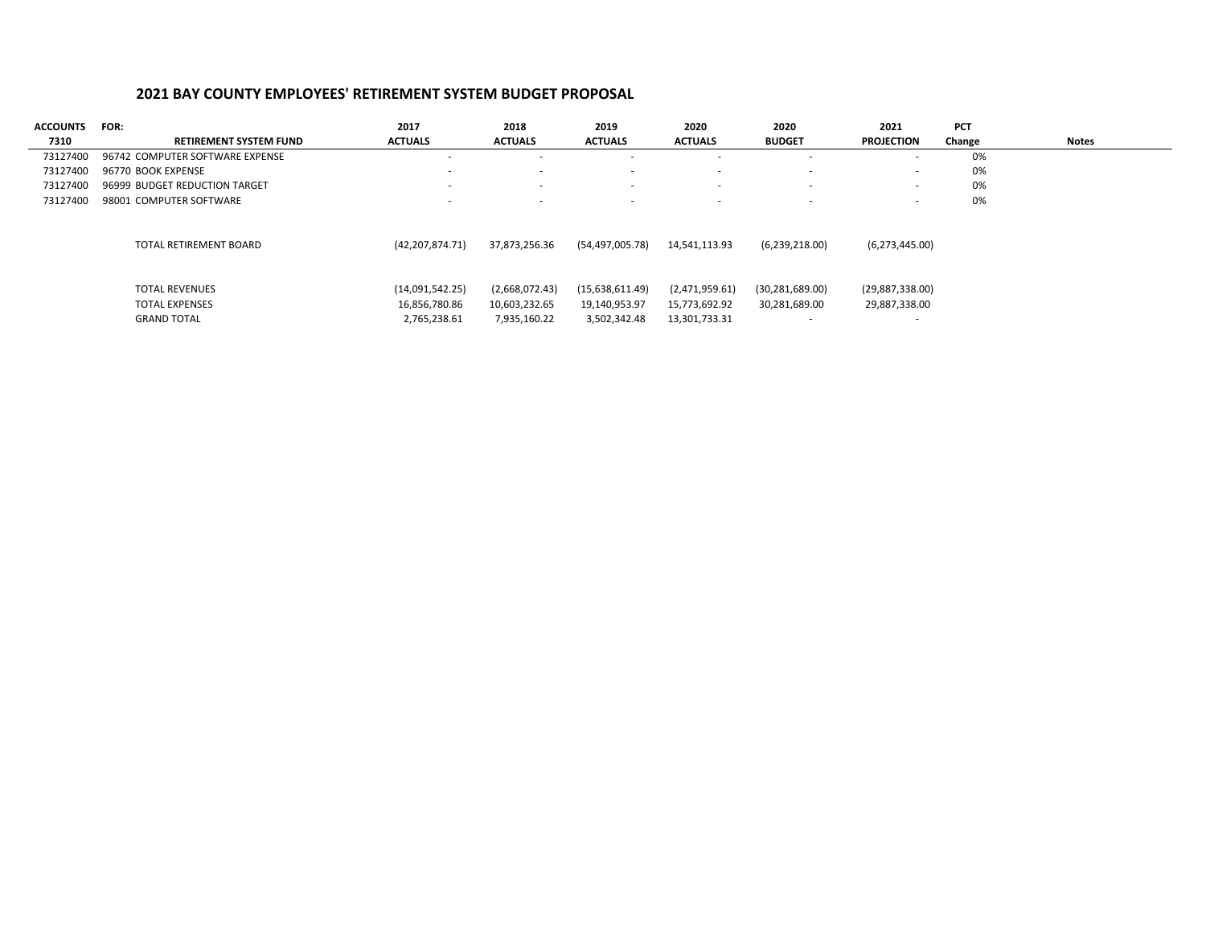## 2021 BAY COUNTY EMPLOYEES' RETIREMENT SYSTEM BUDGET PROPOSAL

| ACCOUNTS 7310 | FOR: RETIREMENT SYSTEM FUND | 2017 ACTUALS | 2018 ACTUALS | 2019 ACTUALS | 2020 ACTUALS | 2020 BUDGET | 2021 PROJECTION | PCT Change | Notes |
|---|---|---|---|---|---|---|---|---|---|
| 73127400 | 96742 COMPUTER SOFTWARE EXPENSE | - | - | - | - | - | - | 0% | |
| 73127400 | 96770 BOOK EXPENSE | - | - | - | - | - | - | 0% | |
| 73127400 | 96999 BUDGET REDUCTION TARGET | - | - | - | - | - | - | 0% | |
| 73127400 | 98001 COMPUTER SOFTWARE | - | - | - | - | - | - | 0% | |
| | TOTAL RETIREMENT BOARD | (42,207,874.71) | 37,873,256.36 | (54,497,005.78) | 14,541,113.93 | (6,239,218.00) | (6,273,445.00) | | |
| | TOTAL REVENUES | (14,091,542.25) | (2,668,072.43) | (15,638,611.49) | (2,471,959.61) | (30,281,689.00) | (29,887,338.00) | | |
| | TOTAL EXPENSES | 16,856,780.86 | 10,603,232.65 | 19,140,953.97 | 15,773,692.92 | 30,281,689.00 | 29,887,338.00 | | |
| | GRAND TOTAL | 2,765,238.61 | 7,935,160.22 | 3,502,342.48 | 13,301,733.31 | - | - | | |